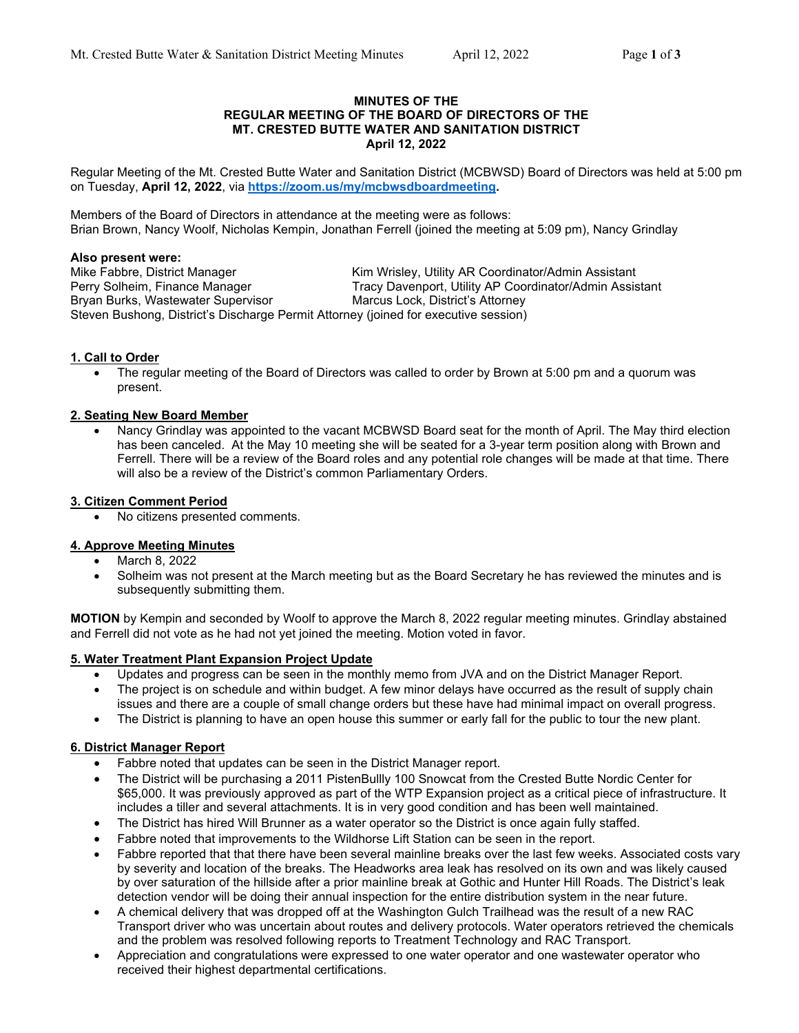**MINUTES OF THE**
**REGULAR MEETING OF THE BOARD OF DIRECTORS OF THE**
**MT. CRESTED BUTTE WATER AND SANITATION DISTRICT**
**April 12, 2022**

Regular Meeting of the Mt. Crested Butte Water and Sanitation District (MCBWSD) Board of Directors was held at 5:00 pm on Tuesday, **April 12, 2022**, via **https://zoom.us/my/mcbwsdboardmeeting.**

Members of the Board of Directors in attendance at the meeting were as follows:
Brian Brown, Nancy Woolf, Nicholas Kempin, Jonathan Ferrell (joined the meeting at 5:09 pm), Nancy Grindlay

**Also present were:**
Mike Fabbre, District Manager
Perry Solheim, Finance Manager
Bryan Burks, Wastewater Supervisor
Kim Wrisley, Utility AR Coordinator/Admin Assistant
Tracy Davenport, Utility AP Coordinator/Admin Assistant
Marcus Lock, District's Attorney
Steven Bushong, District's Discharge Permit Attorney (joined for executive session)

## 1. Call to Order

- The regular meeting of the Board of Directors was called to order by Brown at 5:00 pm and a quorum was present.

## 2. Seating New Board Member

- Nancy Grindlay was appointed to the vacant MCBWSD Board seat for the month of April. The May third election has been canceled. At the May 10 meeting she will be seated for a 3-year term position along with Brown and Ferrell. There will be a review of the Board roles and any potential role changes will be made at that time. There will also be a review of the District's common Parliamentary Orders.

## 3. Citizen Comment Period

- No citizens presented comments.

## 4. Approve Meeting Minutes

- March 8, 2022
- Solheim was not present at the March meeting but as the Board Secretary he has reviewed the minutes and is subsequently submitting them.

**MOTION** by Kempin and seconded by Woolf to approve the March 8, 2022 regular meeting minutes. Grindlay abstained and Ferrell did not vote as he had not yet joined the meeting. Motion voted in favor.

## 5. Water Treatment Plant Expansion Project Update

- Updates and progress can be seen in the monthly memo from JVA and on the District Manager Report.
- The project is on schedule and within budget. A few minor delays have occurred as the result of supply chain issues and there are a couple of small change orders but these have had minimal impact on overall progress.
- The District is planning to have an open house this summer or early fall for the public to tour the new plant.

## 6. District Manager Report

- Fabbre noted that updates can be seen in the District Manager report.
- The District will be purchasing a 2011 PistenBullly 100 Snowcat from the Crested Butte Nordic Center for $65,000. It was previously approved as part of the WTP Expansion project as a critical piece of infrastructure. It includes a tiller and several attachments. It is in very good condition and has been well maintained.
- The District has hired Will Brunner as a water operator so the District is once again fully staffed.
- Fabbre noted that improvements to the Wildhorse Lift Station can be seen in the report.
- Fabbre reported that that there have been several mainline breaks over the last few weeks. Associated costs vary by severity and location of the breaks. The Headworks area leak has resolved on its own and was likely caused by over saturation of the hillside after a prior mainline break at Gothic and Hunter Hill Roads. The District's leak detection vendor will be doing their annual inspection for the entire distribution system in the near future.
- A chemical delivery that was dropped off at the Washington Gulch Trailhead was the result of a new RAC Transport driver who was uncertain about routes and delivery protocols. Water operators retrieved the chemicals and the problem was resolved following reports to Treatment Technology and RAC Transport.
- Appreciation and congratulations were expressed to one water operator and one wastewater operator who received their highest departmental certifications.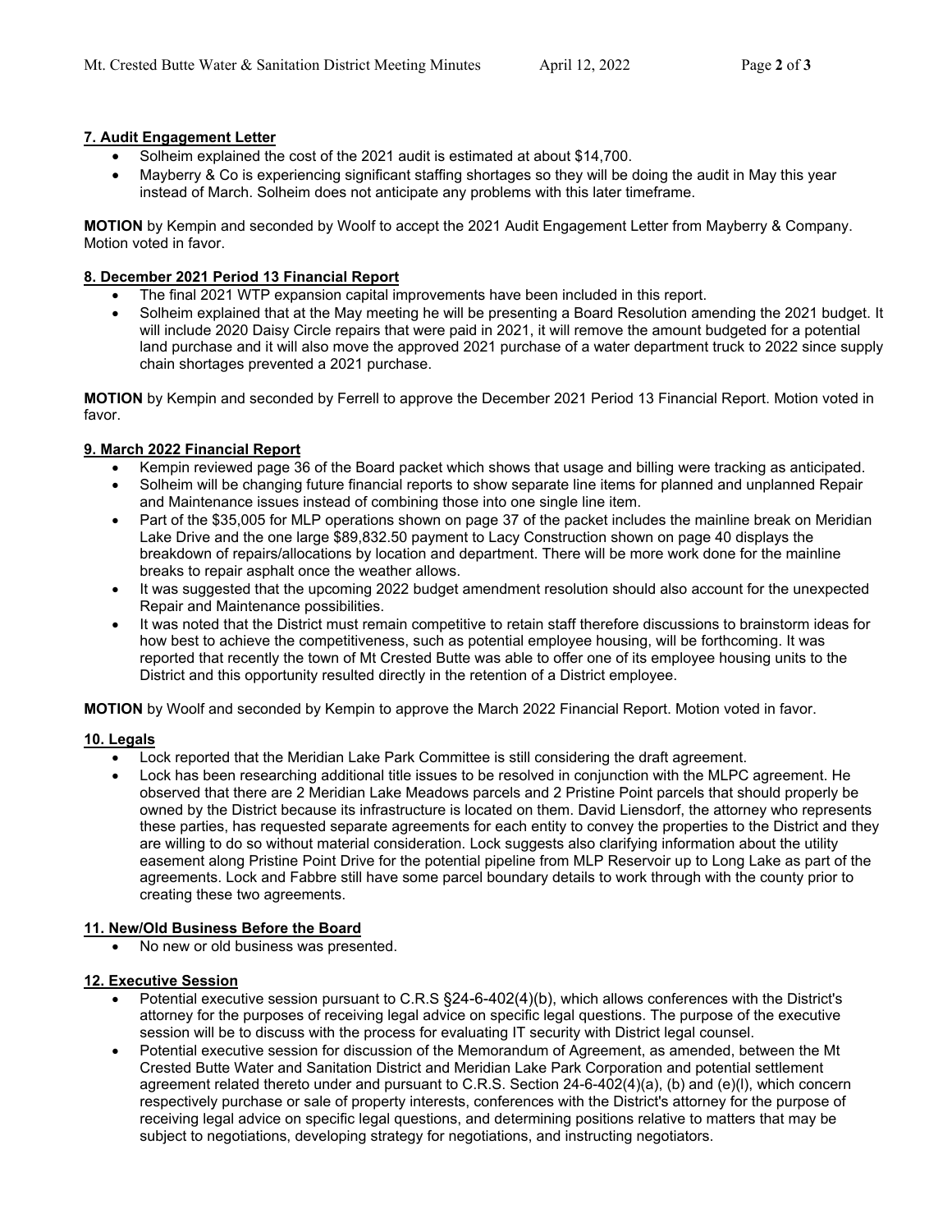**7. Audit Engagement Letter**

- Solheim explained the cost of the 2021 audit is estimated at about $14,700.
- Mayberry & Co is experiencing significant staffing shortages so they will be doing the audit in May this year instead of March. Solheim does not anticipate any problems with this later timeframe.

**MOTION** by Kempin and seconded by Woolf to accept the 2021 Audit Engagement Letter from Mayberry & Company. Motion voted in favor.

**8. December 2021 Period 13 Financial Report**

- The final 2021 WTP expansion capital improvements have been included in this report.
- Solheim explained that at the May meeting he will be presenting a Board Resolution amending the 2021 budget. It will include 2020 Daisy Circle repairs that were paid in 2021, it will remove the amount budgeted for a potential land purchase and it will also move the approved 2021 purchase of a water department truck to 2022 since supply chain shortages prevented a 2021 purchase.

**MOTION** by Kempin and seconded by Ferrell to approve the December 2021 Period 13 Financial Report. Motion voted in favor.

**9. March 2022 Financial Report**

- Kempin reviewed page 36 of the Board packet which shows that usage and billing were tracking as anticipated.
- Solheim will be changing future financial reports to show separate line items for planned and unplanned Repair and Maintenance issues instead of combining those into one single line item.
- Part of the $35,005 for MLP operations shown on page 37 of the packet includes the mainline break on Meridian Lake Drive and the one large $89,832.50 payment to Lacy Construction shown on page 40 displays the breakdown of repairs/allocations by location and department. There will be more work done for the mainline breaks to repair asphalt once the weather allows.
- It was suggested that the upcoming 2022 budget amendment resolution should also account for the unexpected Repair and Maintenance possibilities.
- It was noted that the District must remain competitive to retain staff therefore discussions to brainstorm ideas for how best to achieve the competitiveness, such as potential employee housing, will be forthcoming. It was reported that recently the town of Mt Crested Butte was able to offer one of its employee housing units to the District and this opportunity resulted directly in the retention of a District employee.

**MOTION** by Woolf and seconded by Kempin to approve the March 2022 Financial Report. Motion voted in favor.

**10. Legals**

- Lock reported that the Meridian Lake Park Committee is still considering the draft agreement.
- Lock has been researching additional title issues to be resolved in conjunction with the MLPC agreement. He observed that there are 2 Meridian Lake Meadows parcels and 2 Pristine Point parcels that should properly be owned by the District because its infrastructure is located on them. David Liensdorf, the attorney who represents these parties, has requested separate agreements for each entity to convey the properties to the District and they are willing to do so without material consideration. Lock suggests also clarifying information about the utility easement along Pristine Point Drive for the potential pipeline from MLP Reservoir up to Long Lake as part of the agreements. Lock and Fabbre still have some parcel boundary details to work through with the county prior to creating these two agreements.

**11. New/Old Business Before the Board**

- No new or old business was presented.

**12. Executive Session**

- Potential executive session pursuant to C.R.S §24-6-402(4)(b), which allows conferences with the District's attorney for the purposes of receiving legal advice on specific legal questions. The purpose of the executive session will be to discuss with the process for evaluating IT security with District legal counsel.
- Potential executive session for discussion of the Memorandum of Agreement, as amended, between the Mt Crested Butte Water and Sanitation District and Meridian Lake Park Corporation and potential settlement agreement related thereto under and pursuant to C.R.S. Section 24-6-402(4)(a), (b) and (e)(I), which concern respectively purchase or sale of property interests, conferences with the District's attorney for the purpose of receiving legal advice on specific legal questions, and determining positions relative to matters that may be subject to negotiations, developing strategy for negotiations, and instructing negotiators.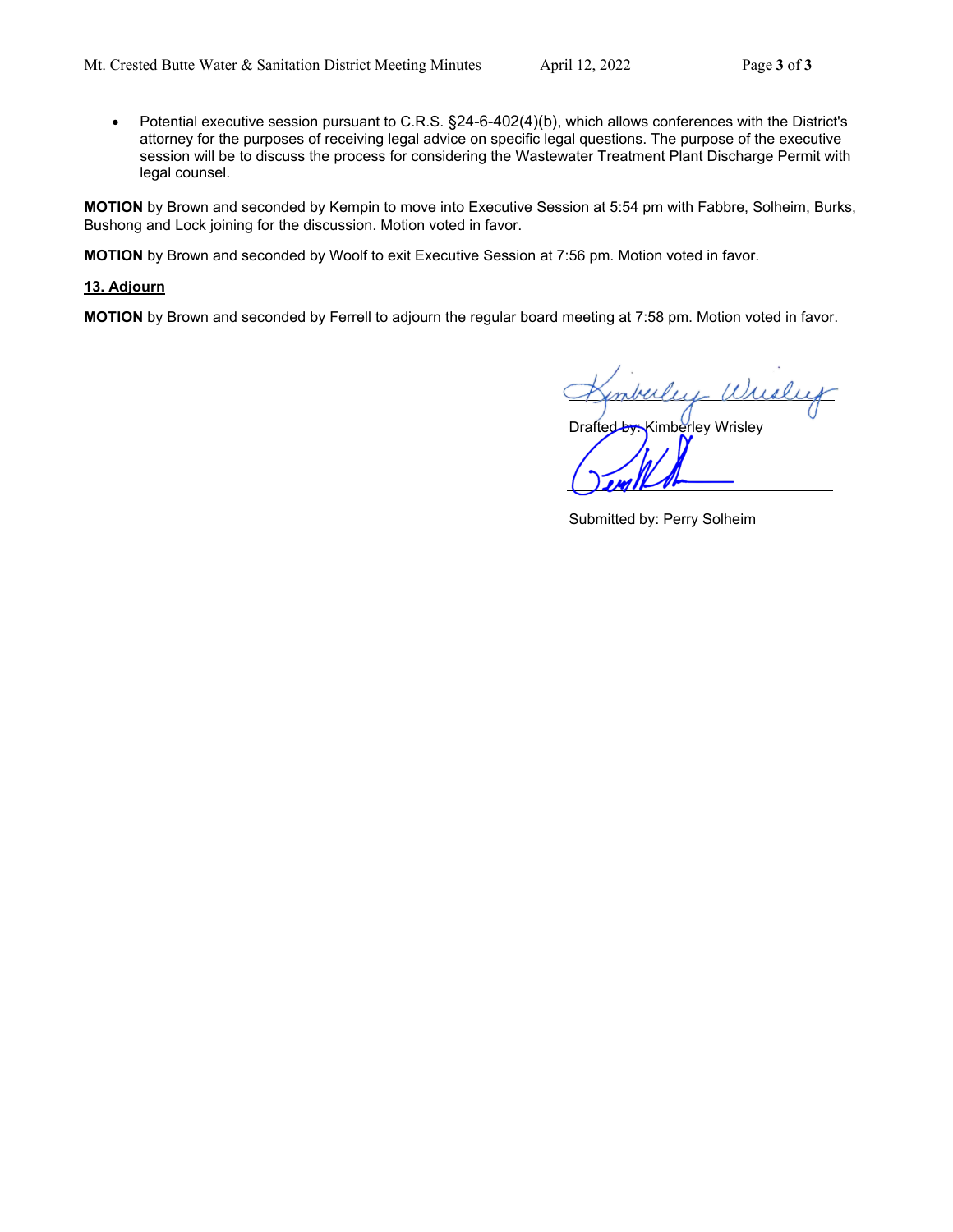- Potential executive session pursuant to C.R.S. §24-6-402(4)(b), which allows conferences with the District's attorney for the purposes of receiving legal advice on specific legal questions. The purpose of the executive session will be to discuss the process for considering the Wastewater Treatment Plant Discharge Permit with legal counsel.

**MOTION** by Brown and seconded by Kempin to move into Executive Session at 5:54 pm with Fabbre, Solheim, Burks, Bushong and Lock joining for the discussion. Motion voted in favor.

**MOTION** by Brown and seconded by Woolf to exit Executive Session at 7:56 pm. Motion voted in favor.

**13. Adjourn**

**MOTION** by Brown and seconded by Ferrell to adjourn the regular board meeting at 7:58 pm. Motion voted in favor.

Drafted by: Kimberley Wrisley

Submitted by: Perry Solheim